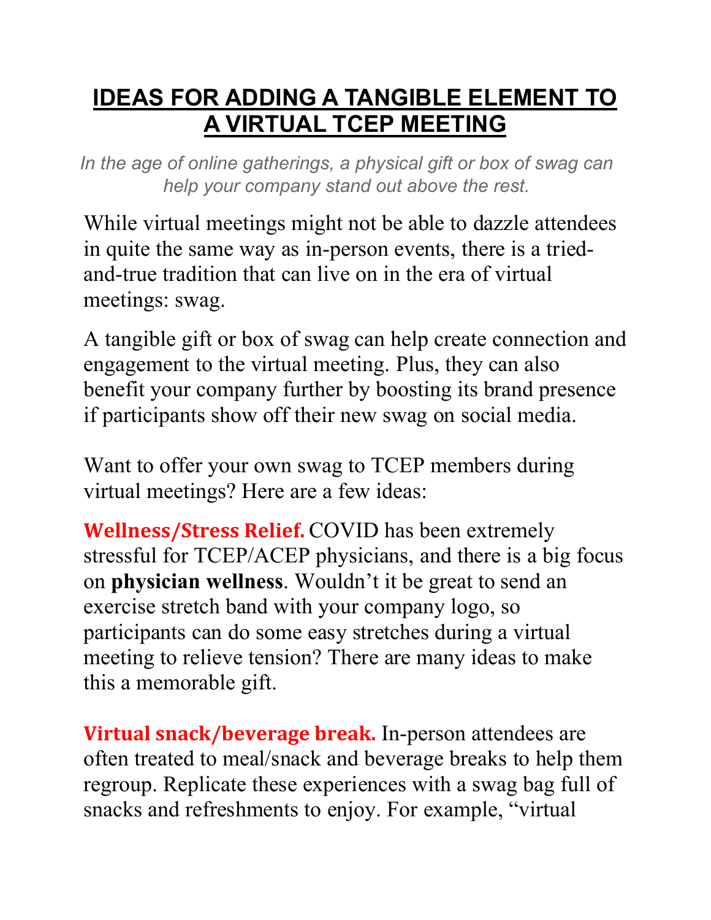# IDEAS FOR ADDING A TANGIBLE ELEMENT TO A VIRTUAL TCEP MEETING

*In the age of online gatherings, a physical gift or box of swag can help your company stand out above the rest.*

While virtual meetings might not be able to dazzle attendees in quite the same way as in-person events, there is a tried-and-true tradition that can live on in the era of virtual meetings: swag.

A tangible gift or box of swag can help create connection and engagement to the virtual meeting. Plus, they can also benefit your company further by boosting its brand presence if participants show off their new swag on social media.

Want to offer your own swag to TCEP members during virtual meetings? Here are a few ideas:

**Wellness/Stress Relief.** COVID has been extremely stressful for TCEP/ACEP physicians, and there is a big focus on **physician wellness**. Wouldn't it be great to send an exercise stretch band with your company logo, so participants can do some easy stretches during a virtual meeting to relieve tension? There are many ideas to make this a memorable gift.

**Virtual snack/beverage break.** In-person attendees are often treated to meal/snack and beverage breaks to help them regroup. Replicate these experiences with a swag bag full of snacks and refreshments to enjoy. For example, "virtual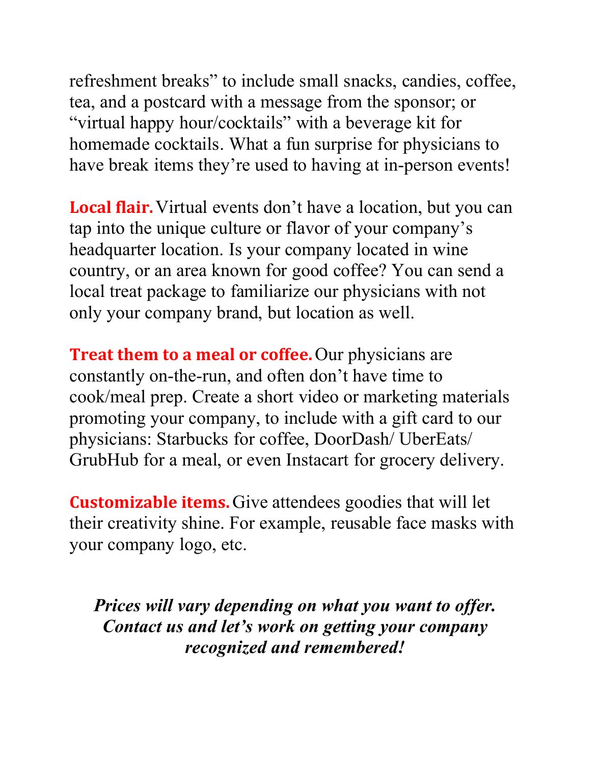refreshment breaks" to include small snacks, candies, coffee, tea, and a postcard with a message from the sponsor; or "virtual happy hour/cocktails" with a beverage kit for homemade cocktails. What a fun surprise for physicians to have break items they're used to having at in-person events!

**Local flair.** Virtual events don't have a location, but you can tap into the unique culture or flavor of your company's headquarter location. Is your company located in wine country, or an area known for good coffee? You can send a local treat package to familiarize our physicians with not only your company brand, but location as well.

**Treat them to a meal or coffee.** Our physicians are constantly on-the-run, and often don't have time to cook/meal prep. Create a short video or marketing materials promoting your company, to include with a gift card to our physicians: Starbucks for coffee, DoorDash/ UberEats/ GrubHub for a meal, or even Instacart for grocery delivery.

**Customizable items.** Give attendees goodies that will let their creativity shine. For example, reusable face masks with your company logo, etc.

***Prices will vary depending on what you want to offer. Contact us and let's work on getting your company recognized and remembered!***